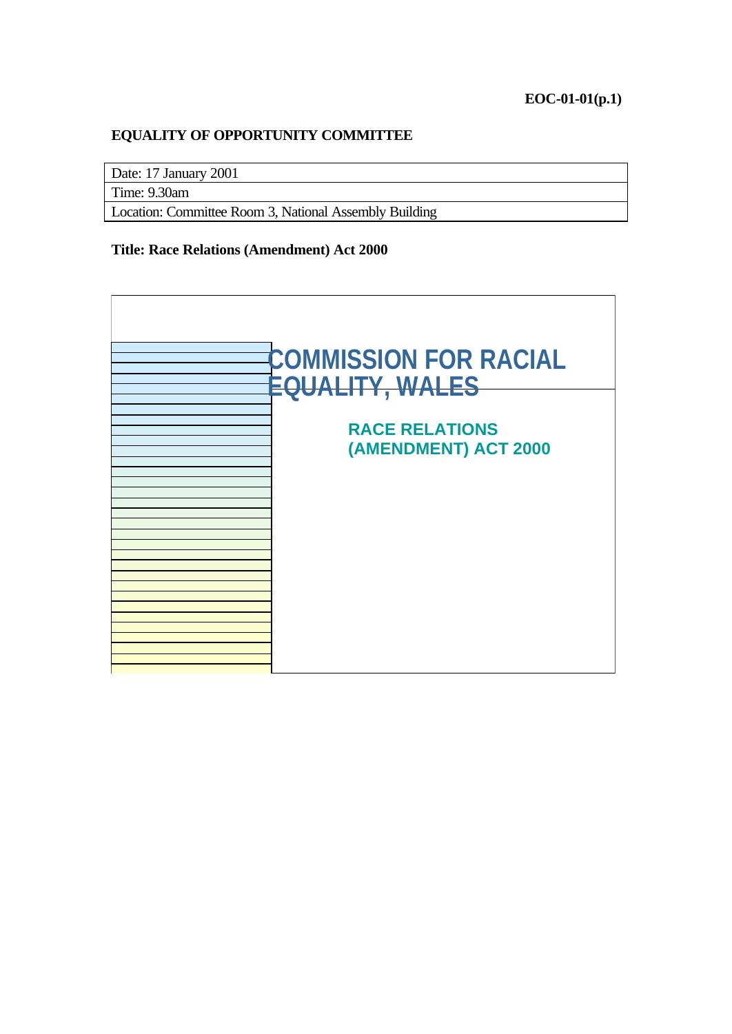EOC-01-01(p.1)

**EQUALITY OF OPPORTUNITY COMMITTEE**

| Date: 17 January 2001 |
| --- |
| Time: 9.30am |
| Location: Committee Room 3, National Assembly Building |

**Title: Race Relations (Amendment) Act 2000**

# COMMISSION FOR RACIAL EQUALITY, WALES

## RACE RELATIONS (AMENDMENT) ACT 2000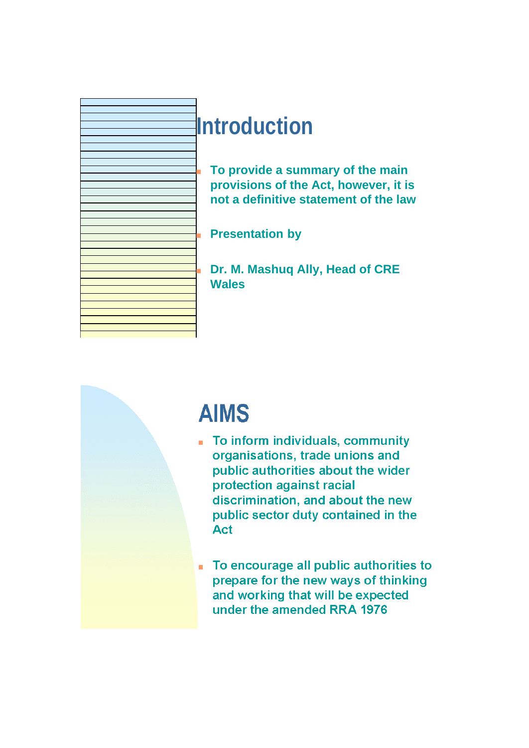# Introduction

- To provide a summary of the main provisions of the Act, however, it is not a definitive statement of the law
- Presentation by
- Dr. M. Mashuq Ally, Head of CRE Wales

# AIMS

- To inform individuals, community organisations, trade unions and public authorities about the wider protection against racial discrimination, and about the new public sector duty contained in the Act
- To encourage all public authorities to prepare for the new ways of thinking and working that will be expected under the amended RRA 1976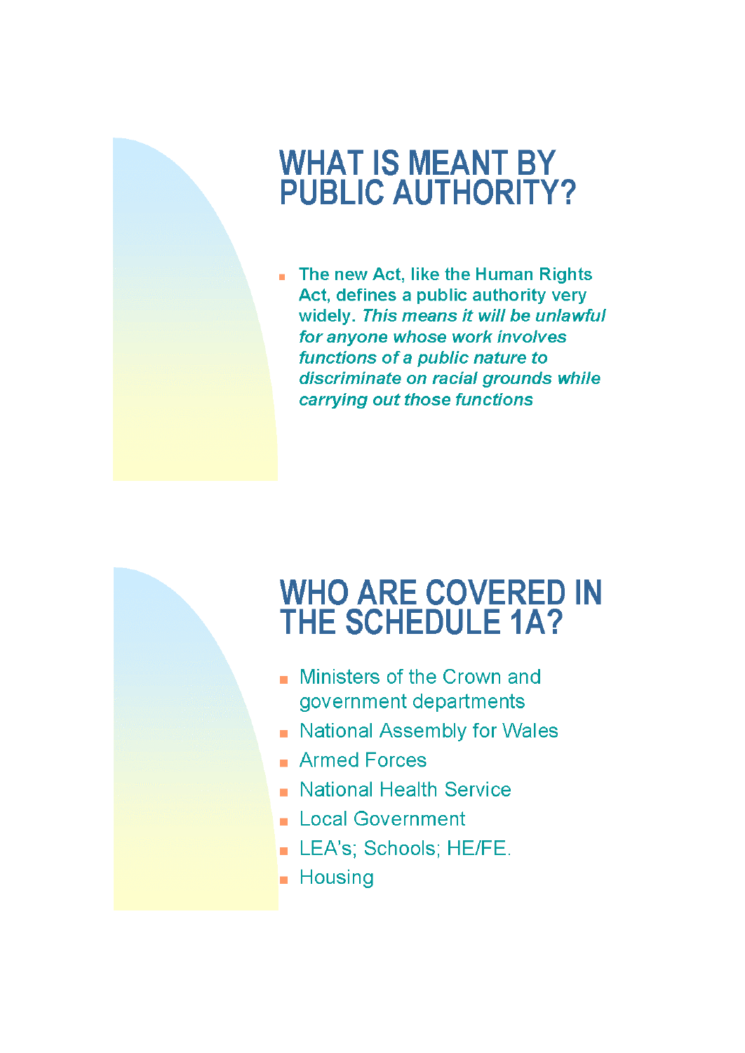# WHAT IS MEANT BY PUBLIC AUTHORITY?

- **The new Act, like the Human Rights Act, defines a public authority very widely.** ***This means it will be unlawful for anyone whose work involves functions of a public nature to discriminate on racial grounds while carrying out those functions***

# WHO ARE COVERED IN THE SCHEDULE 1A?

- Ministers of the Crown and government departments
- National Assembly for Wales
- Armed Forces
- National Health Service
- Local Government
- LEA's; Schools; HE/FE.
- Housing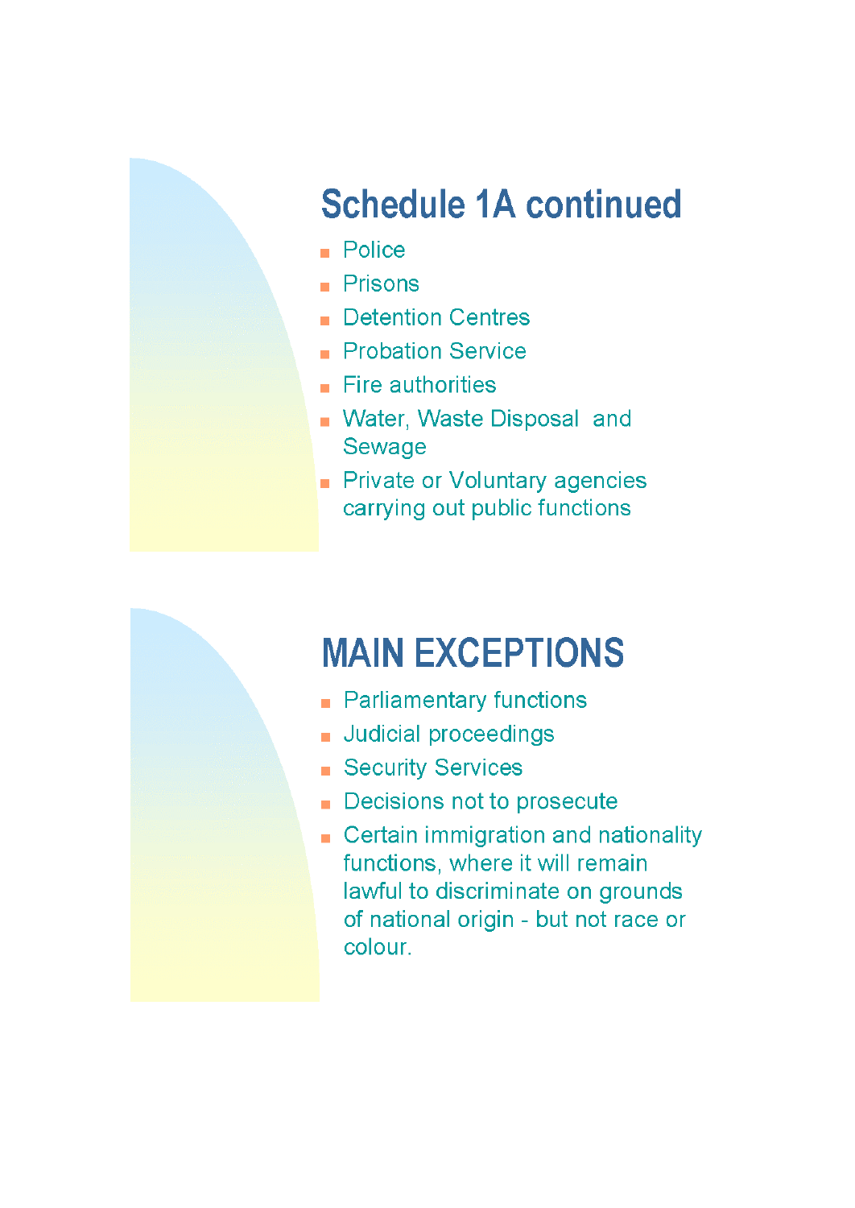## Schedule 1A continued

- Police
- Prisons
- Detention Centres
- Probation Service
- Fire authorities
- Water, Waste Disposal and Sewage
- Private or Voluntary agencies carrying out public functions

## MAIN EXCEPTIONS

- Parliamentary functions
- Judicial proceedings
- Security Services
- Decisions not to prosecute
- Certain immigration and nationality functions, where it will remain lawful to discriminate on grounds of national origin - but not race or colour.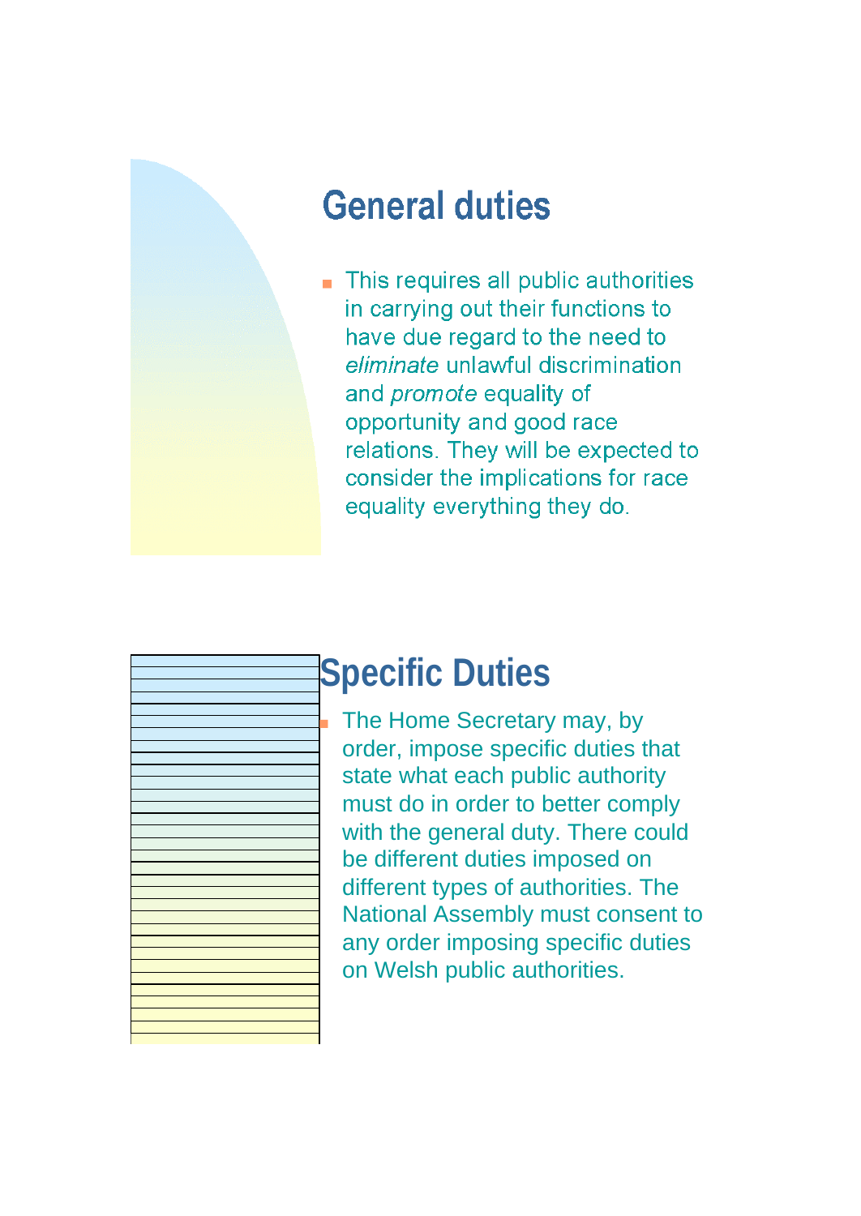## General duties

- This requires all public authorities in carrying out their functions to have due regard to the need to *eliminate* unlawful discrimination and *promote* equality of opportunity and good race relations. They will be expected to consider the implications for race equality everything they do.

## Specific Duties

- The Home Secretary may, by order, impose specific duties that state what each public authority must do in order to better comply with the general duty. There could be different duties imposed on different types of authorities. The National Assembly must consent to any order imposing specific duties on Welsh public authorities.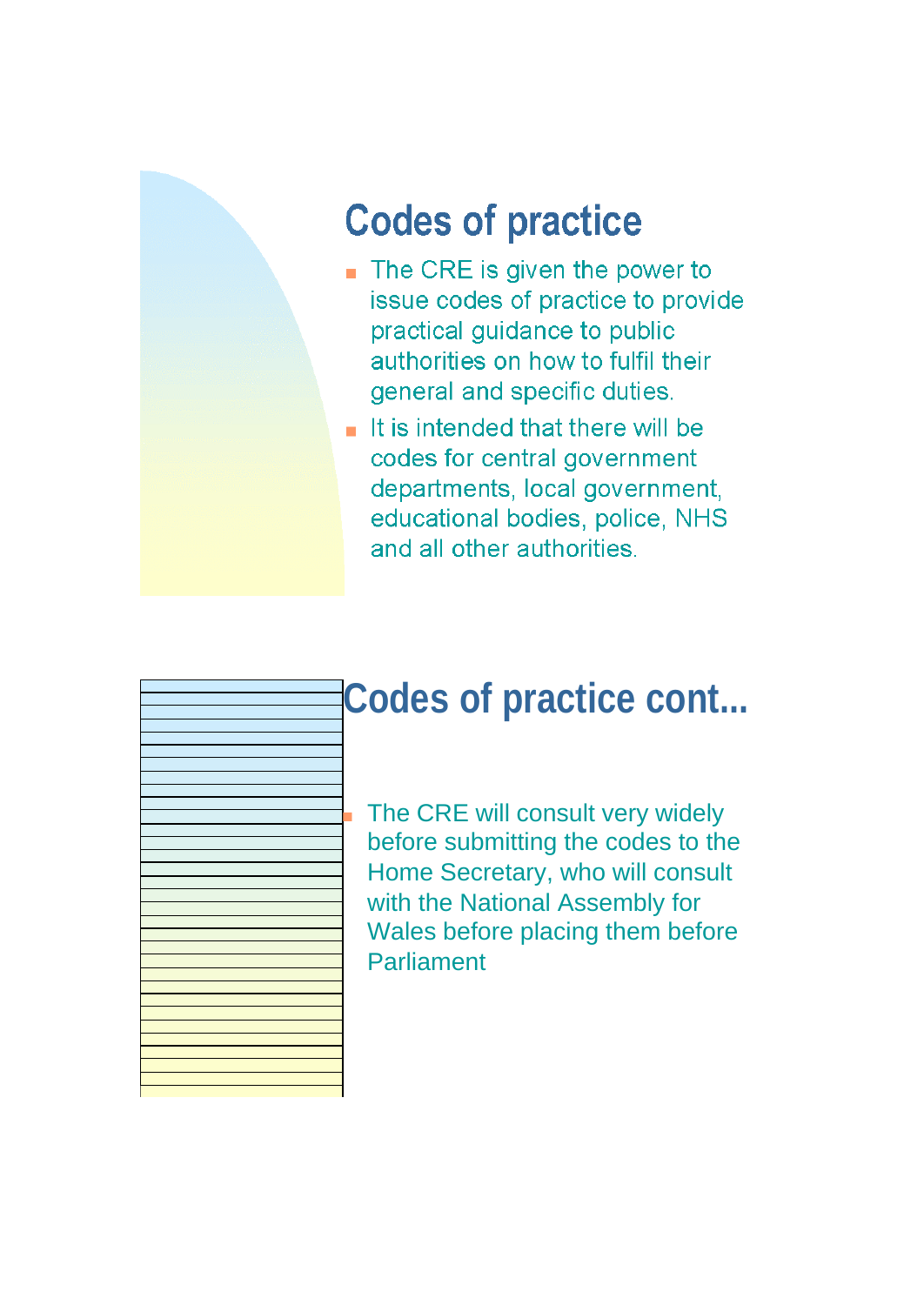## Codes of practice

- The CRE is given the power to issue codes of practice to provide practical guidance to public authorities on how to fulfil their general and specific duties.
- It is intended that there will be codes for central government departments, local government, educational bodies, police, NHS and all other authorities.

## Codes of practice cont...

- The CRE will consult very widely before submitting the codes to the Home Secretary, who will consult with the National Assembly for Wales before placing them before Parliament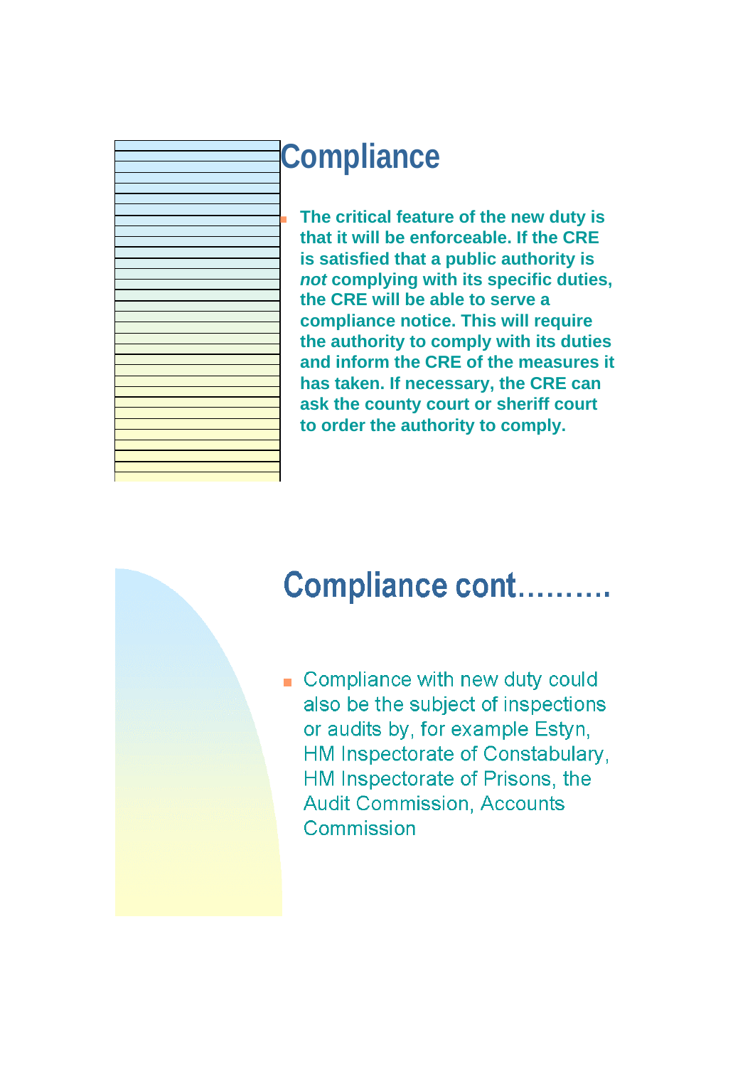## Compliance

- **The critical feature of the new duty is that it will be enforceable. If the CRE is satisfied that a public authority is *not* complying with its specific duties, the CRE will be able to serve a compliance notice. This will require the authority to comply with its duties and inform the CRE of the measures it has taken. If necessary, the CRE can ask the county court or sheriff court to order the authority to comply.**

## Compliance cont……….

- Compliance with new duty could also be the subject of inspections or audits by, for example Estyn, HM Inspectorate of Constabulary, HM Inspectorate of Prisons, the Audit Commission, Accounts Commission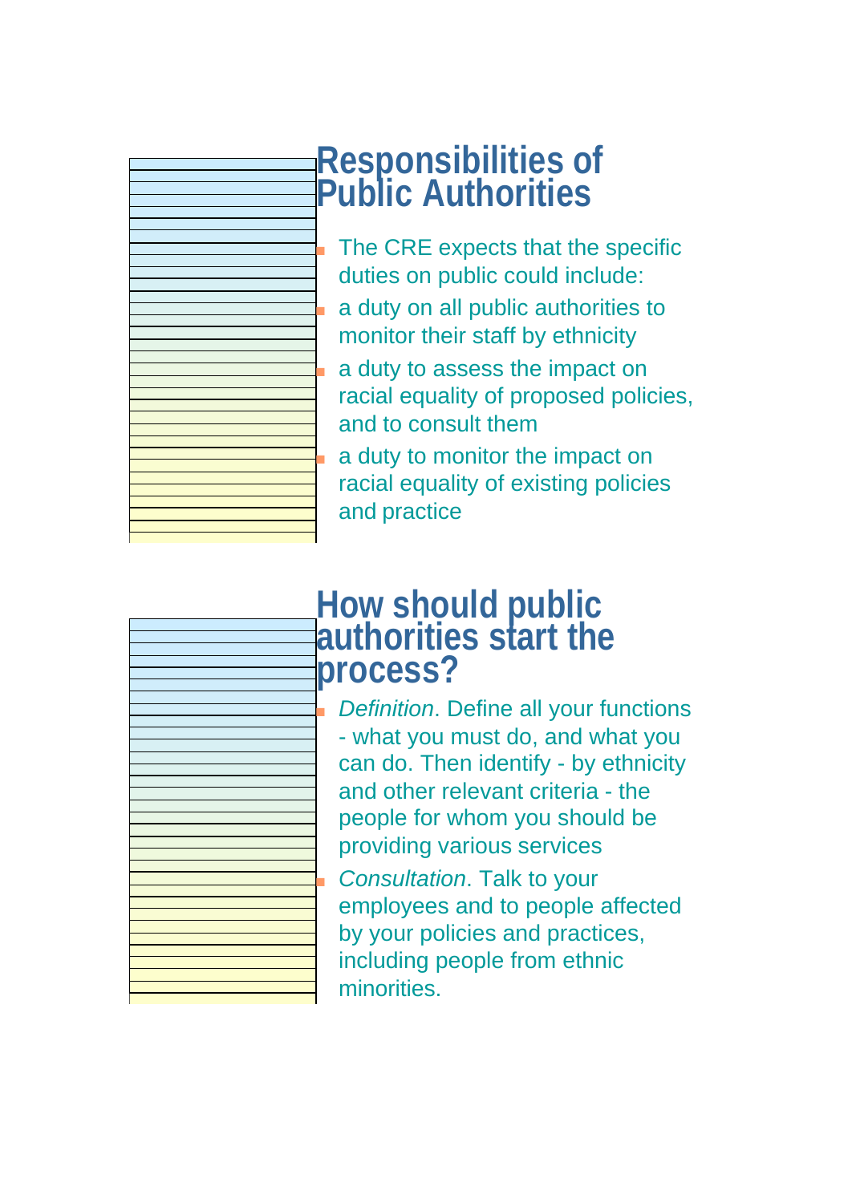## Responsibilities of Public Authorities

- The CRE expects that the specific duties on public could include:
- a duty on all public authorities to monitor their staff by ethnicity
- a duty to assess the impact on racial equality of proposed policies, and to consult them
- a duty to monitor the impact on racial equality of existing policies and practice

## How should public authorities start the process?

- *Definition*. Define all your functions - what you must do, and what you can do. Then identify - by ethnicity and other relevant criteria - the people for whom you should be providing various services
- *Consultation*. Talk to your employees and to people affected by your policies and practices, including people from ethnic minorities.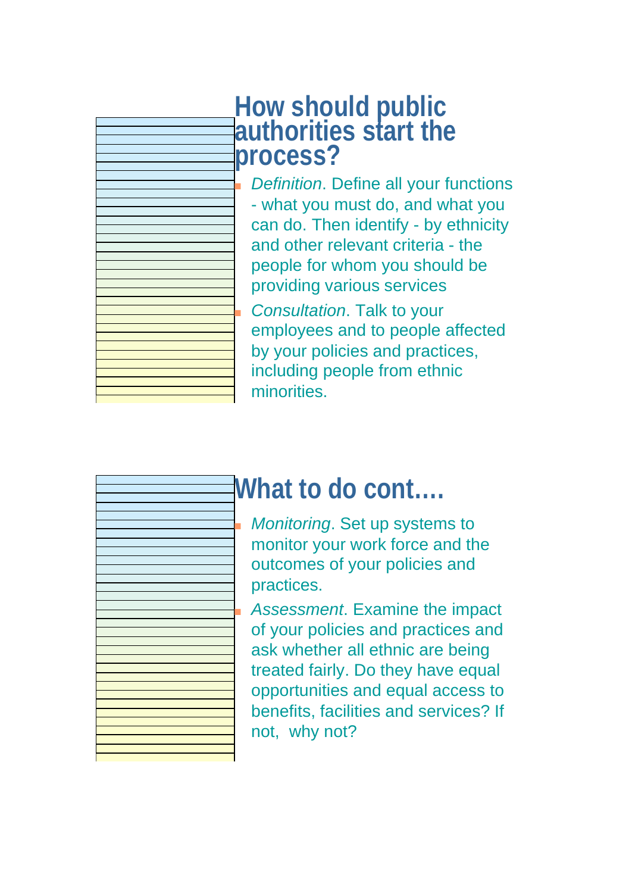## How should public authorities start the process?

- *Definition*. Define all your functions - what you must do, and what you can do. Then identify - by ethnicity and other relevant criteria - the people for whom you should be providing various services
- *Consultation*. Talk to your employees and to people affected by your policies and practices, including people from ethnic minorities.

## What to do cont….

- *Monitoring*. Set up systems to monitor your work force and the outcomes of your policies and practices.
- *Assessment*. Examine the impact of your policies and practices and ask whether all ethnic are being treated fairly. Do they have equal opportunities and equal access to benefits, facilities and services? If not, why not?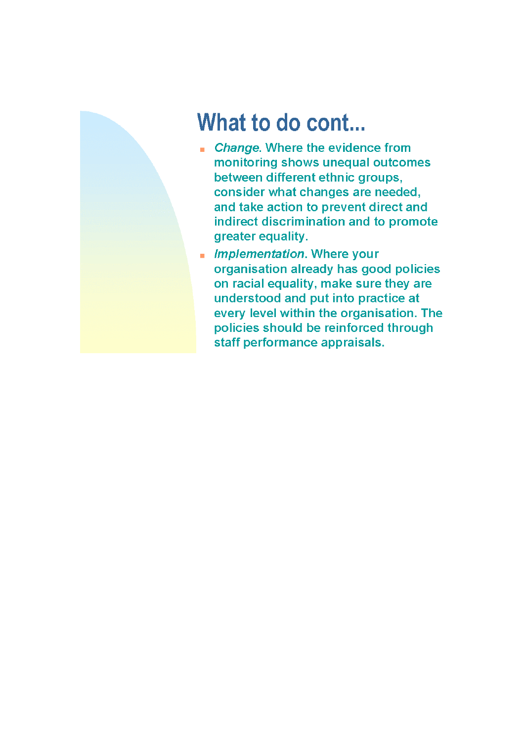# What to do cont...

- *Change*. Where the evidence from monitoring shows unequal outcomes between different ethnic groups, consider what changes are needed, and take action to prevent direct and indirect discrimination and to promote greater equality.
- *Implementation*. Where your organisation already has good policies on racial equality, make sure they are understood and put into practice at every level within the organisation. The policies should be reinforced through staff performance appraisals.